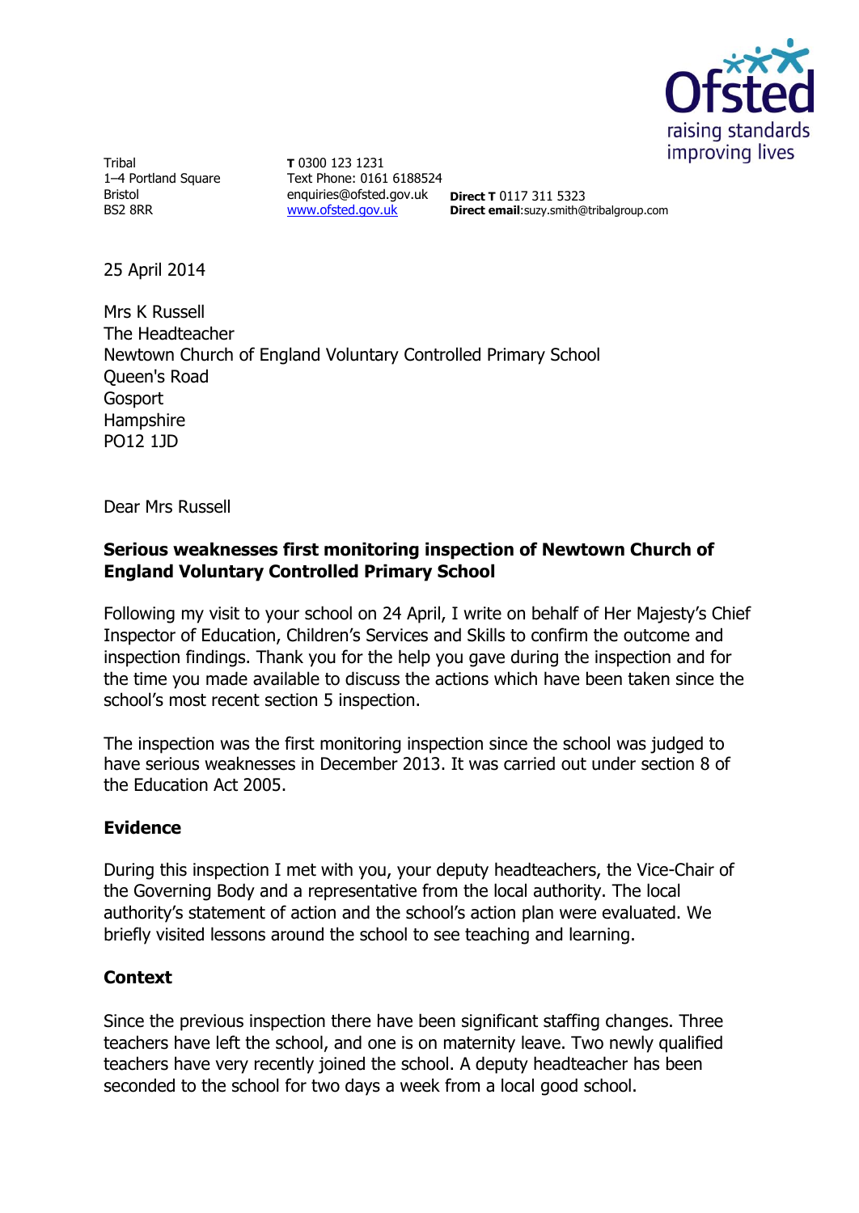Tribal
1–4 Portland Square
Bristol
BS2 8RR

**T** 0300 123 1231
Text Phone: 0161 6188524
enquiries@ofsted.gov.uk
www.ofsted.gov.uk

**Direct T** 0117 311 5323
**Direct email**:suzy.smith@tribalgroup.com

25 April 2014

Mrs K Russell
The Headteacher
Newtown Church of England Voluntary Controlled Primary School
Queen's Road
Gosport
Hampshire
PO12 1JD

Dear Mrs Russell

**Serious weaknesses first monitoring inspection of Newtown Church of England Voluntary Controlled Primary School**

Following my visit to your school on 24 April, I write on behalf of Her Majesty's Chief Inspector of Education, Children's Services and Skills to confirm the outcome and inspection findings. Thank you for the help you gave during the inspection and for the time you made available to discuss the actions which have been taken since the school's most recent section 5 inspection.

The inspection was the first monitoring inspection since the school was judged to have serious weaknesses in December 2013. It was carried out under section 8 of the Education Act 2005.

## Evidence

During this inspection I met with you, your deputy headteachers, the Vice-Chair of the Governing Body and a representative from the local authority. The local authority's statement of action and the school's action plan were evaluated. We briefly visited lessons around the school to see teaching and learning.

## Context

Since the previous inspection there have been significant staffing changes. Three teachers have left the school, and one is on maternity leave. Two newly qualified teachers have very recently joined the school. A deputy headteacher has been seconded to the school for two days a week from a local good school.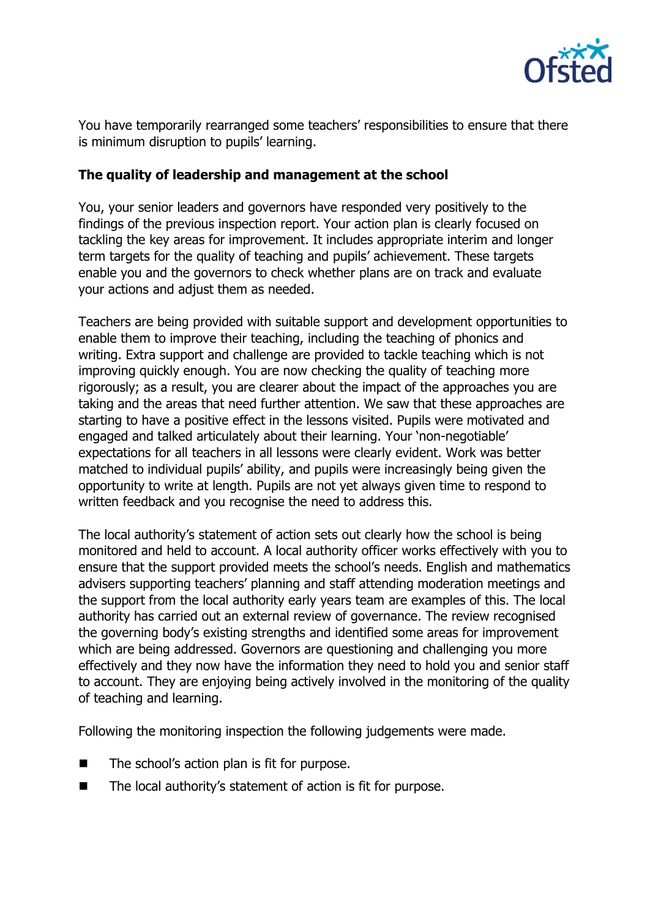You have temporarily rearranged some teachers' responsibilities to ensure that there is minimum disruption to pupils' learning.

**The quality of leadership and management at the school**

You, your senior leaders and governors have responded very positively to the findings of the previous inspection report. Your action plan is clearly focused on tackling the key areas for improvement. It includes appropriate interim and longer term targets for the quality of teaching and pupils' achievement. These targets enable you and the governors to check whether plans are on track and evaluate your actions and adjust them as needed.

Teachers are being provided with suitable support and development opportunities to enable them to improve their teaching, including the teaching of phonics and writing. Extra support and challenge are provided to tackle teaching which is not improving quickly enough. You are now checking the quality of teaching more rigorously; as a result, you are clearer about the impact of the approaches you are taking and the areas that need further attention. We saw that these approaches are starting to have a positive effect in the lessons visited. Pupils were motivated and engaged and talked articulately about their learning. Your 'non-negotiable' expectations for all teachers in all lessons were clearly evident. Work was better matched to individual pupils' ability, and pupils were increasingly being given the opportunity to write at length. Pupils are not yet always given time to respond to written feedback and you recognise the need to address this.

The local authority's statement of action sets out clearly how the school is being monitored and held to account. A local authority officer works effectively with you to ensure that the support provided meets the school's needs. English and mathematics advisers supporting teachers' planning and staff attending moderation meetings and the support from the local authority early years team are examples of this. The local authority has carried out an external review of governance. The review recognised the governing body's existing strengths and identified some areas for improvement which are being addressed. Governors are questioning and challenging you more effectively and they now have the information they need to hold you and senior staff to account. They are enjoying being actively involved in the monitoring of the quality of teaching and learning.

Following the monitoring inspection the following judgements were made.

- The school's action plan is fit for purpose.
- The local authority's statement of action is fit for purpose.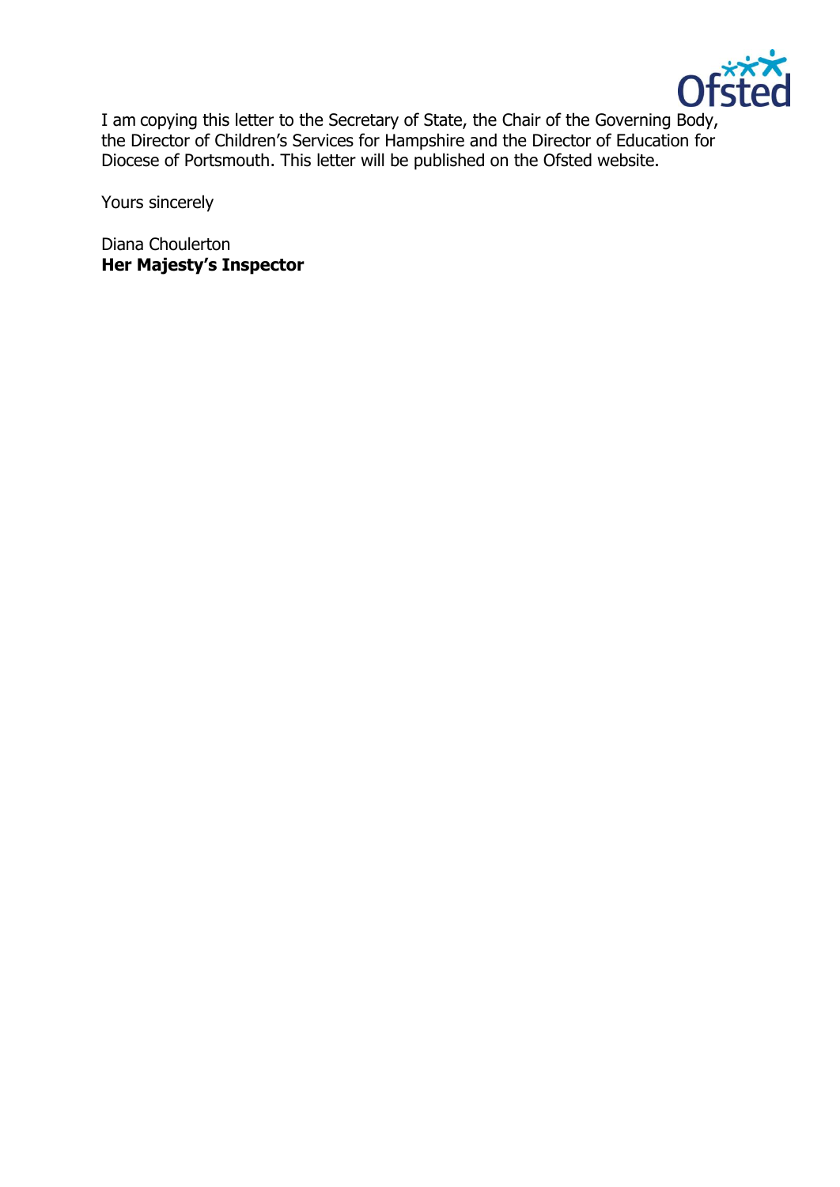I am copying this letter to the Secretary of State, the Chair of the Governing Body, the Director of Children's Services for Hampshire and the Director of Education for Diocese of Portsmouth. This letter will be published on the Ofsted website.

Yours sincerely

Diana Choulerton
**Her Majesty's Inspector**